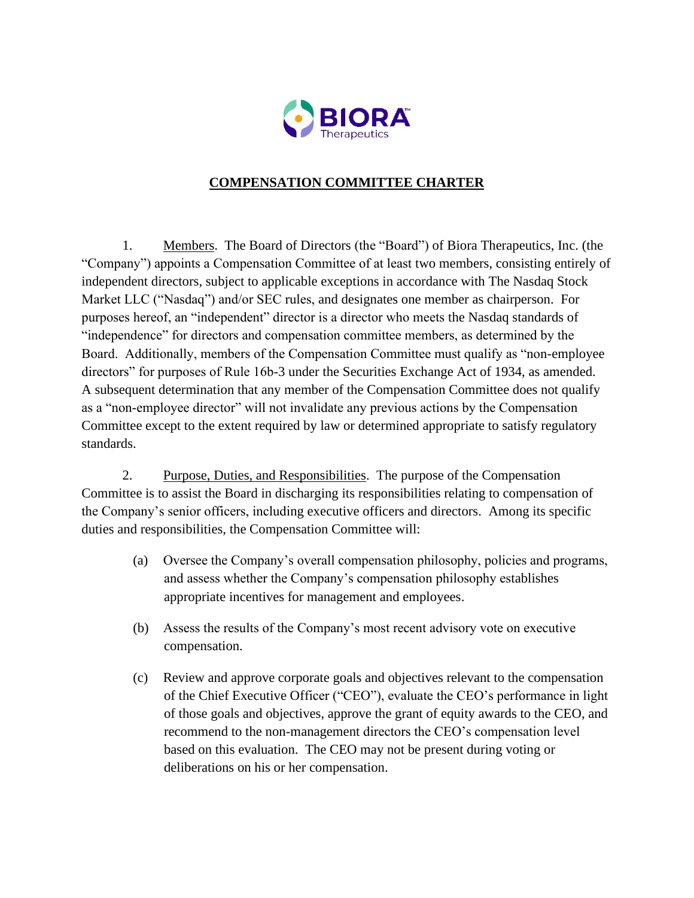# COMPENSATION COMMITTEE CHARTER

1. Members. The Board of Directors (the "Board") of Biora Therapeutics, Inc. (the "Company") appoints a Compensation Committee of at least two members, consisting entirely of independent directors, subject to applicable exceptions in accordance with The Nasdaq Stock Market LLC ("Nasdaq") and/or SEC rules, and designates one member as chairperson. For purposes hereof, an "independent" director is a director who meets the Nasdaq standards of "independence" for directors and compensation committee members, as determined by the Board. Additionally, members of the Compensation Committee must qualify as "non-employee directors" for purposes of Rule 16b-3 under the Securities Exchange Act of 1934, as amended. A subsequent determination that any member of the Compensation Committee does not qualify as a "non-employee director" will not invalidate any previous actions by the Compensation Committee except to the extent required by law or determined appropriate to satisfy regulatory standards.

2. Purpose, Duties, and Responsibilities. The purpose of the Compensation Committee is to assist the Board in discharging its responsibilities relating to compensation of the Company's senior officers, including executive officers and directors. Among its specific duties and responsibilities, the Compensation Committee will:

(a) Oversee the Company's overall compensation philosophy, policies and programs, and assess whether the Company's compensation philosophy establishes appropriate incentives for management and employees.

(b) Assess the results of the Company's most recent advisory vote on executive compensation.

(c) Review and approve corporate goals and objectives relevant to the compensation of the Chief Executive Officer ("CEO"), evaluate the CEO's performance in light of those goals and objectives, approve the grant of equity awards to the CEO, and recommend to the non-management directors the CEO's compensation level based on this evaluation. The CEO may not be present during voting or deliberations on his or her compensation.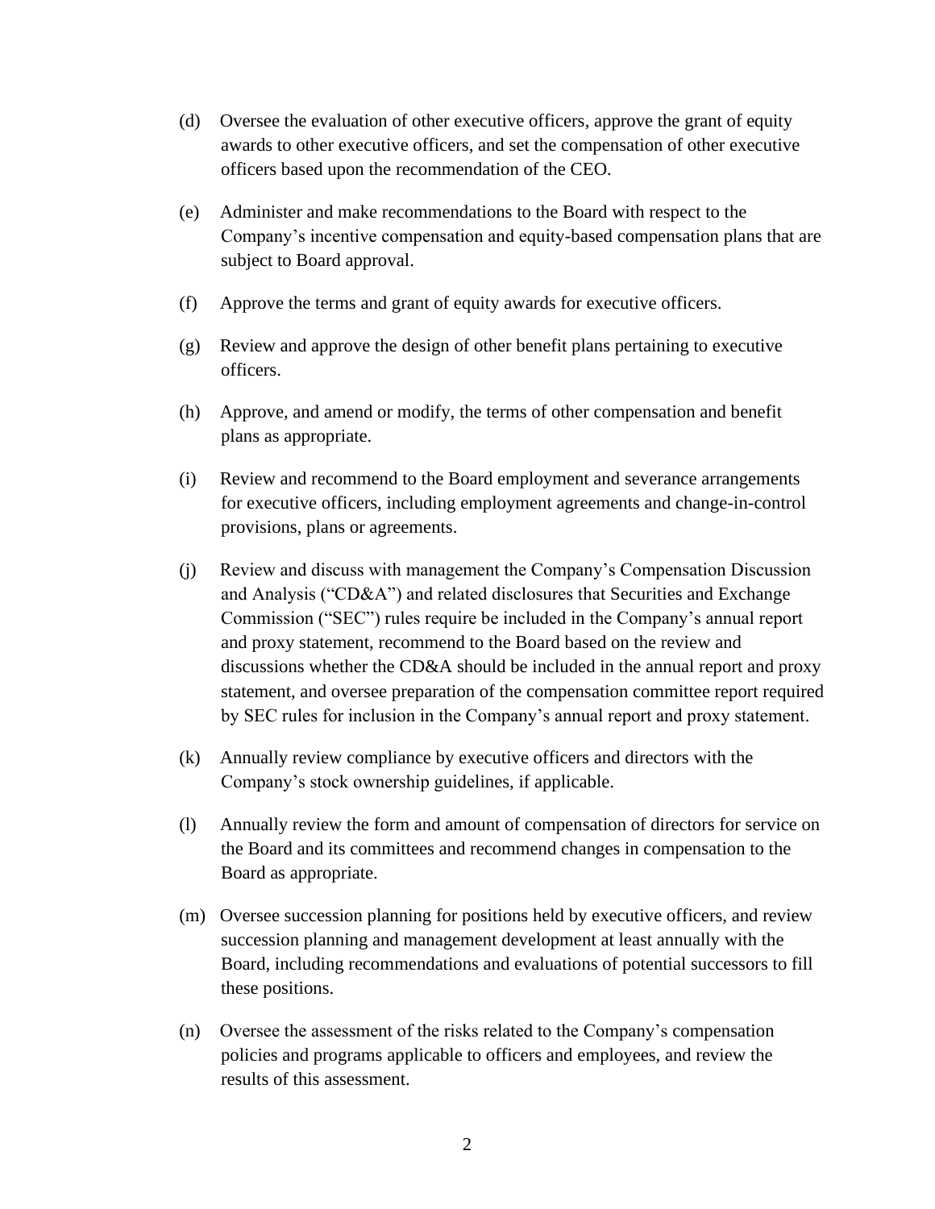(d) Oversee the evaluation of other executive officers, approve the grant of equity awards to other executive officers, and set the compensation of other executive officers based upon the recommendation of the CEO.

(e) Administer and make recommendations to the Board with respect to the Company's incentive compensation and equity-based compensation plans that are subject to Board approval.

(f) Approve the terms and grant of equity awards for executive officers.

(g) Review and approve the design of other benefit plans pertaining to executive officers.

(h) Approve, and amend or modify, the terms of other compensation and benefit plans as appropriate.

(i) Review and recommend to the Board employment and severance arrangements for executive officers, including employment agreements and change-in-control provisions, plans or agreements.

(j) Review and discuss with management the Company's Compensation Discussion and Analysis ("CD&A") and related disclosures that Securities and Exchange Commission ("SEC") rules require be included in the Company's annual report and proxy statement, recommend to the Board based on the review and discussions whether the CD&A should be included in the annual report and proxy statement, and oversee preparation of the compensation committee report required by SEC rules for inclusion in the Company's annual report and proxy statement.

(k) Annually review compliance by executive officers and directors with the Company's stock ownership guidelines, if applicable.

(l) Annually review the form and amount of compensation of directors for service on the Board and its committees and recommend changes in compensation to the Board as appropriate.

(m) Oversee succession planning for positions held by executive officers, and review succession planning and management development at least annually with the Board, including recommendations and evaluations of potential successors to fill these positions.

(n) Oversee the assessment of the risks related to the Company's compensation policies and programs applicable to officers and employees, and review the results of this assessment.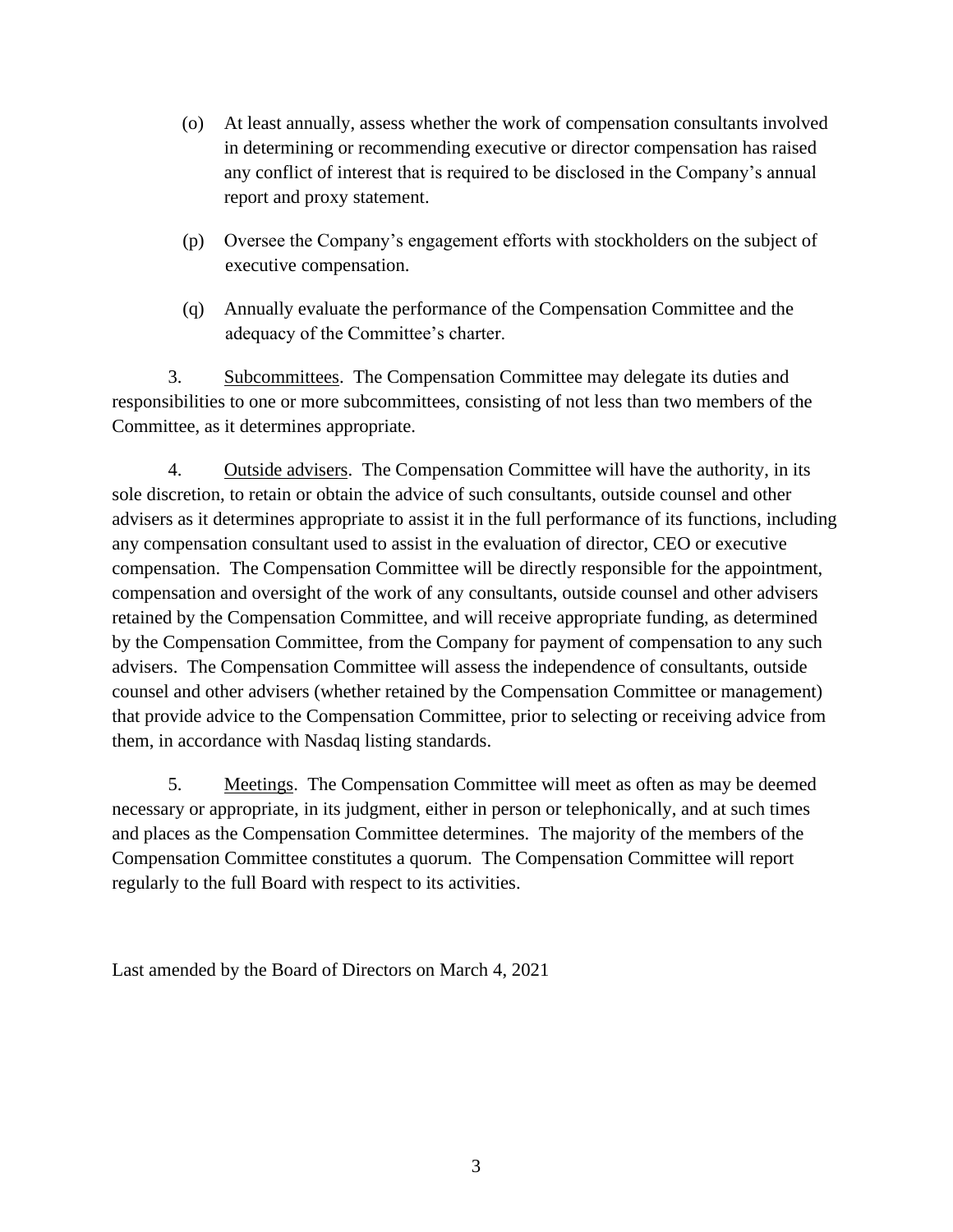(o) At least annually, assess whether the work of compensation consultants involved in determining or recommending executive or director compensation has raised any conflict of interest that is required to be disclosed in the Company's annual report and proxy statement.

(p) Oversee the Company's engagement efforts with stockholders on the subject of executive compensation.

(q) Annually evaluate the performance of the Compensation Committee and the adequacy of the Committee's charter.

3. Subcommittees. The Compensation Committee may delegate its duties and responsibilities to one or more subcommittees, consisting of not less than two members of the Committee, as it determines appropriate.

4. Outside advisers. The Compensation Committee will have the authority, in its sole discretion, to retain or obtain the advice of such consultants, outside counsel and other advisers as it determines appropriate to assist it in the full performance of its functions, including any compensation consultant used to assist in the evaluation of director, CEO or executive compensation. The Compensation Committee will be directly responsible for the appointment, compensation and oversight of the work of any consultants, outside counsel and other advisers retained by the Compensation Committee, and will receive appropriate funding, as determined by the Compensation Committee, from the Company for payment of compensation to any such advisers. The Compensation Committee will assess the independence of consultants, outside counsel and other advisers (whether retained by the Compensation Committee or management) that provide advice to the Compensation Committee, prior to selecting or receiving advice from them, in accordance with Nasdaq listing standards.

5. Meetings. The Compensation Committee will meet as often as may be deemed necessary or appropriate, in its judgment, either in person or telephonically, and at such times and places as the Compensation Committee determines. The majority of the members of the Compensation Committee constitutes a quorum. The Compensation Committee will report regularly to the full Board with respect to its activities.

Last amended by the Board of Directors on March 4, 2021